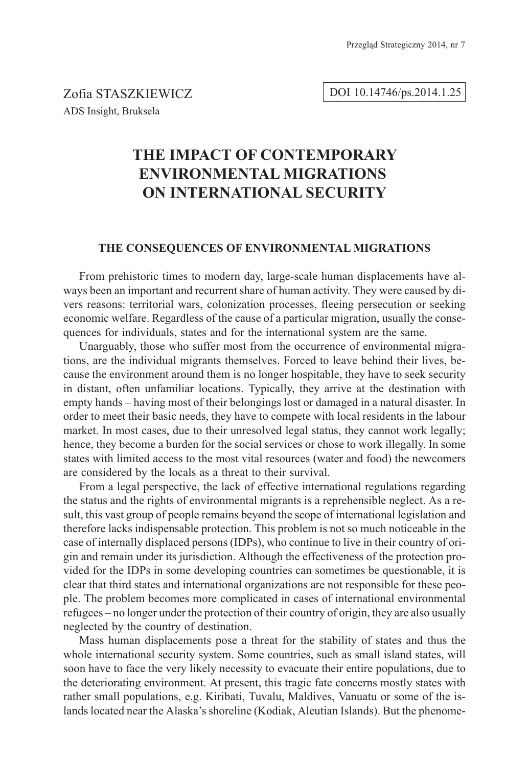Zofia STASZKIEWICZ
ADS Insight, Bruksela

DOI 10.14746/ps.2014.1.25

# THE IMPACT OF CONTEMPORARY ENVIRONMENTAL MIGRATIONS ON INTERNATIONAL SECURITY

## THE CONSEQUENCES OF ENVIRONMENTAL MIGRATIONS

From prehistoric times to modern day, large-scale human displacements have always been an important and recurrent share of human activity. They were caused by divers reasons: territorial wars, colonization processes, fleeing persecution or seeking economic welfare. Regardless of the cause of a particular migration, usually the consequences for individuals, states and for the international system are the same.

Unarguably, those who suffer most from the occurrence of environmental migrations, are the individual migrants themselves. Forced to leave behind their lives, because the environment around them is no longer hospitable, they have to seek security in distant, often unfamiliar locations. Typically, they arrive at the destination with empty hands – having most of their belongings lost or damaged in a natural disaster. In order to meet their basic needs, they have to compete with local residents in the labour market. In most cases, due to their unresolved legal status, they cannot work legally; hence, they become a burden for the social services or chose to work illegally. In some states with limited access to the most vital resources (water and food) the newcomers are considered by the locals as a threat to their survival.

From a legal perspective, the lack of effective international regulations regarding the status and the rights of environmental migrants is a reprehensible neglect. As a result, this vast group of people remains beyond the scope of international legislation and therefore lacks indispensable protection. This problem is not so much noticeable in the case of internally displaced persons (IDPs), who continue to live in their country of origin and remain under its jurisdiction. Although the effectiveness of the protection provided for the IDPs in some developing countries can sometimes be questionable, it is clear that third states and international organizations are not responsible for these people. The problem becomes more complicated in cases of international environmental refugees – no longer under the protection of their country of origin, they are also usually neglected by the country of destination.

Mass human displacements pose a threat for the stability of states and thus the whole international security system. Some countries, such as small island states, will soon have to face the very likely necessity to evacuate their entire populations, due to the deteriorating environment. At present, this tragic fate concerns mostly states with rather small populations, e.g. Kiribati, Tuvalu, Maldives, Vanuatu or some of the islands located near the Alaska's shoreline (Kodiak, Aleutian Islands). But the phenome-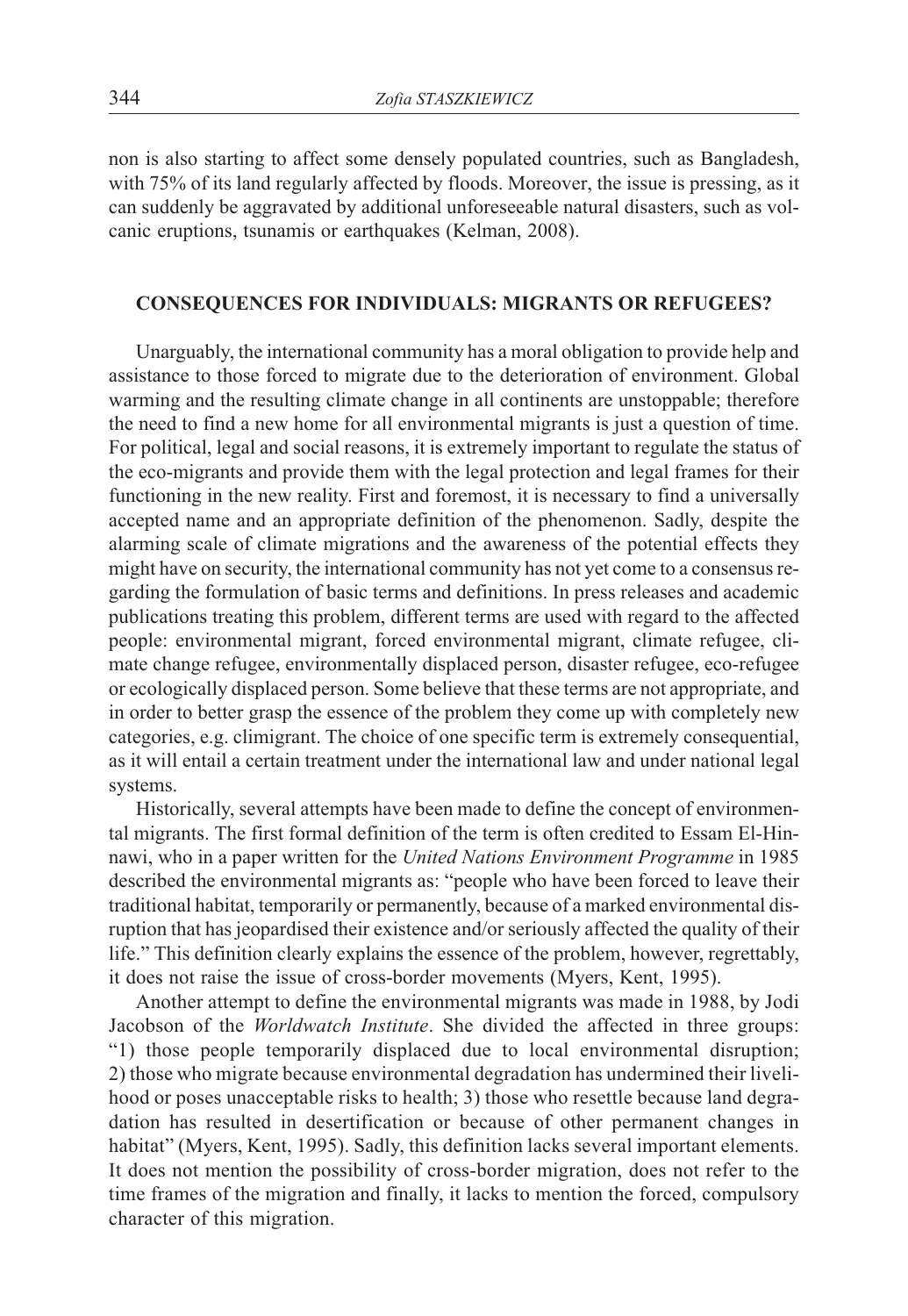non is also starting to affect some densely populated countries, such as Bangladesh, with 75% of its land regularly affected by floods. Moreover, the issue is pressing, as it can suddenly be aggravated by additional unforeseeable natural disasters, such as volcanic eruptions, tsunamis or earthquakes (Kelman, 2008).

## CONSEQUENCES FOR INDIVIDUALS: MIGRANTS OR REFUGEES?

Unarguably, the international community has a moral obligation to provide help and assistance to those forced to migrate due to the deterioration of environment. Global warming and the resulting climate change in all continents are unstoppable; therefore the need to find a new home for all environmental migrants is just a question of time. For political, legal and social reasons, it is extremely important to regulate the status of the eco-migrants and provide them with the legal protection and legal frames for their functioning in the new reality. First and foremost, it is necessary to find a universally accepted name and an appropriate definition of the phenomenon. Sadly, despite the alarming scale of climate migrations and the awareness of the potential effects they might have on security, the international community has not yet come to a consensus regarding the formulation of basic terms and definitions. In press releases and academic publications treating this problem, different terms are used with regard to the affected people: environmental migrant, forced environmental migrant, climate refugee, climate change refugee, environmentally displaced person, disaster refugee, eco-refugee or ecologically displaced person. Some believe that these terms are not appropriate, and in order to better grasp the essence of the problem they come up with completely new categories, e.g. climigrant. The choice of one specific term is extremely consequential, as it will entail a certain treatment under the international law and under national legal systems.

Historically, several attempts have been made to define the concept of environmental migrants. The first formal definition of the term is often credited to Essam El-Hinnawi, who in a paper written for the *United Nations Environment Programme* in 1985 described the environmental migrants as: "people who have been forced to leave their traditional habitat, temporarily or permanently, because of a marked environmental disruption that has jeopardised their existence and/or seriously affected the quality of their life." This definition clearly explains the essence of the problem, however, regrettably, it does not raise the issue of cross-border movements (Myers, Kent, 1995).

Another attempt to define the environmental migrants was made in 1988, by Jodi Jacobson of the *Worldwatch Institute*. She divided the affected in three groups: "1) those people temporarily displaced due to local environmental disruption; 2) those who migrate because environmental degradation has undermined their livelihood or poses unacceptable risks to health; 3) those who resettle because land degradation has resulted in desertification or because of other permanent changes in habitat" (Myers, Kent, 1995). Sadly, this definition lacks several important elements. It does not mention the possibility of cross-border migration, does not refer to the time frames of the migration and finally, it lacks to mention the forced, compulsory character of this migration.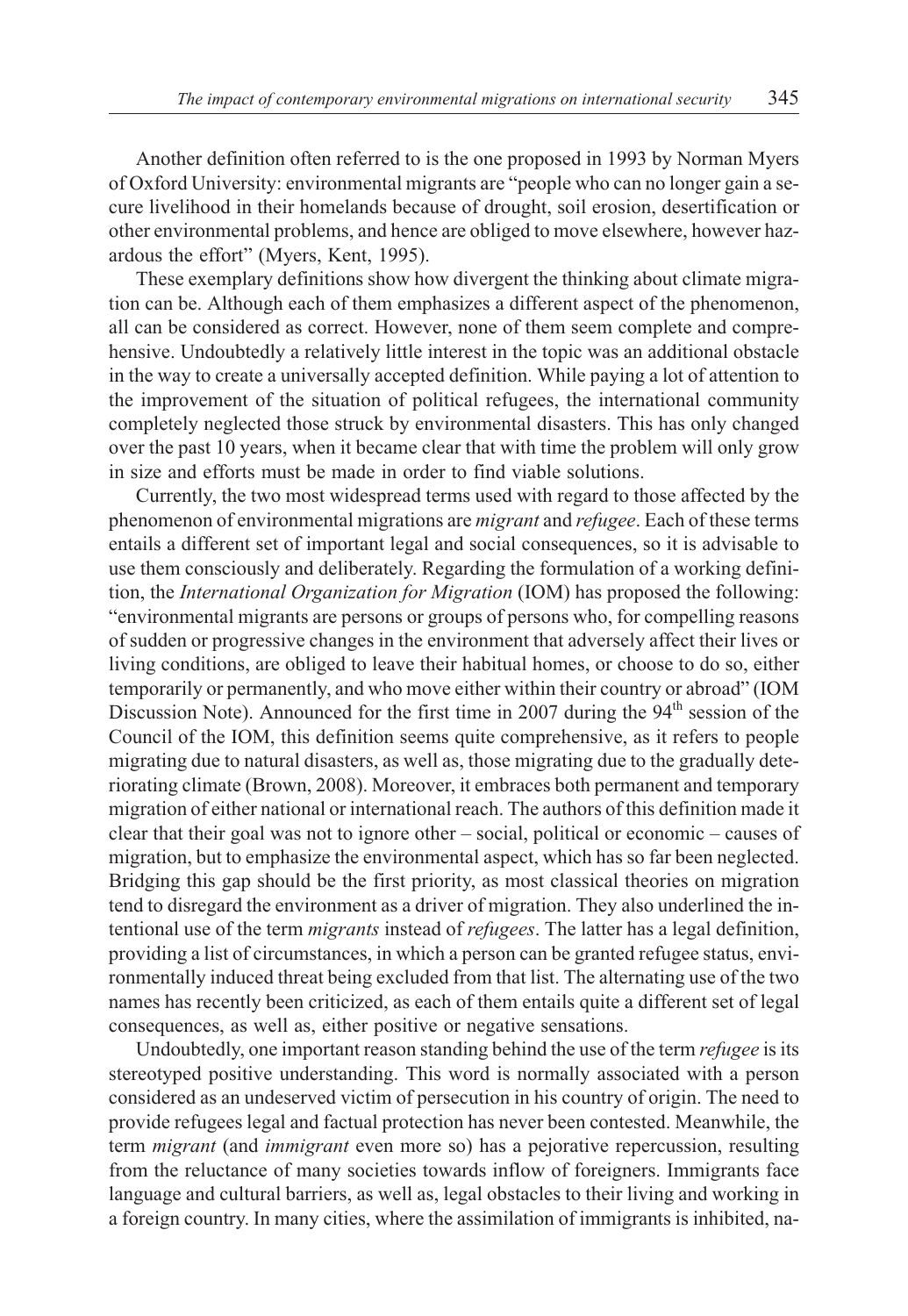Another definition often referred to is the one proposed in 1993 by Norman Myers of Oxford University: environmental migrants are "people who can no longer gain a secure livelihood in their homelands because of drought, soil erosion, desertification or other environmental problems, and hence are obliged to move elsewhere, however hazardous the effort" (Myers, Kent, 1995).

These exemplary definitions show how divergent the thinking about climate migration can be. Although each of them emphasizes a different aspect of the phenomenon, all can be considered as correct. However, none of them seem complete and comprehensive. Undoubtedly a relatively little interest in the topic was an additional obstacle in the way to create a universally accepted definition. While paying a lot of attention to the improvement of the situation of political refugees, the international community completely neglected those struck by environmental disasters. This has only changed over the past 10 years, when it became clear that with time the problem will only grow in size and efforts must be made in order to find viable solutions.

Currently, the two most widespread terms used with regard to those affected by the phenomenon of environmental migrations are *migrant* and *refugee*. Each of these terms entails a different set of important legal and social consequences, so it is advisable to use them consciously and deliberately. Regarding the formulation of a working definition, the *International Organization for Migration* (IOM) has proposed the following: "environmental migrants are persons or groups of persons who, for compelling reasons of sudden or progressive changes in the environment that adversely affect their lives or living conditions, are obliged to leave their habitual homes, or choose to do so, either temporarily or permanently, and who move either within their country or abroad" (IOM Discussion Note). Announced for the first time in 2007 during the 94th session of the Council of the IOM, this definition seems quite comprehensive, as it refers to people migrating due to natural disasters, as well as, those migrating due to the gradually deteriorating climate (Brown, 2008). Moreover, it embraces both permanent and temporary migration of either national or international reach. The authors of this definition made it clear that their goal was not to ignore other – social, political or economic – causes of migration, but to emphasize the environmental aspect, which has so far been neglected. Bridging this gap should be the first priority, as most classical theories on migration tend to disregard the environment as a driver of migration. They also underlined the intentional use of the term *migrants* instead of *refugees*. The latter has a legal definition, providing a list of circumstances, in which a person can be granted refugee status, environmentally induced threat being excluded from that list. The alternating use of the two names has recently been criticized, as each of them entails quite a different set of legal consequences, as well as, either positive or negative sensations.

Undoubtedly, one important reason standing behind the use of the term *refugee* is its stereotyped positive understanding. This word is normally associated with a person considered as an undeserved victim of persecution in his country of origin. The need to provide refugees legal and factual protection has never been contested. Meanwhile, the term *migrant* (and *immigrant* even more so) has a pejorative repercussion, resulting from the reluctance of many societies towards inflow of foreigners. Immigrants face language and cultural barriers, as well as, legal obstacles to their living and working in a foreign country. In many cities, where the assimilation of immigrants is inhibited, na-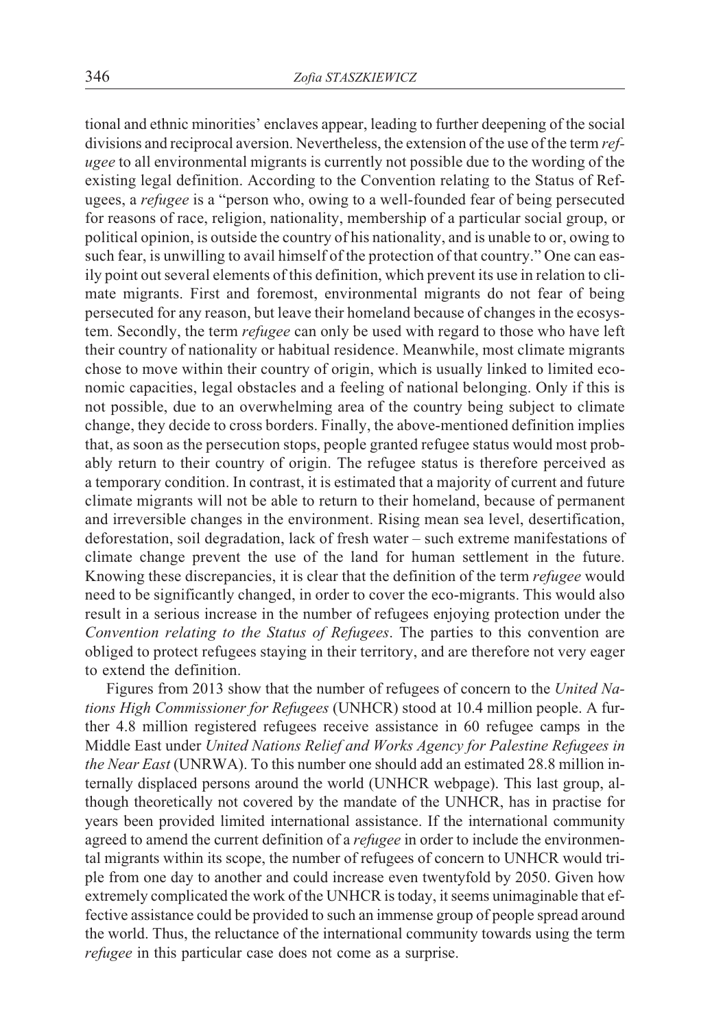tional and ethnic minorities' enclaves appear, leading to further deepening of the social divisions and reciprocal aversion. Nevertheless, the extension of the use of the term *refugee* to all environmental migrants is currently not possible due to the wording of the existing legal definition. According to the Convention relating to the Status of Refugees, a *refugee* is a "person who, owing to a well-founded fear of being persecuted for reasons of race, religion, nationality, membership of a particular social group, or political opinion, is outside the country of his nationality, and is unable to or, owing to such fear, is unwilling to avail himself of the protection of that country." One can easily point out several elements of this definition, which prevent its use in relation to climate migrants. First and foremost, environmental migrants do not fear of being persecuted for any reason, but leave their homeland because of changes in the ecosystem. Secondly, the term *refugee* can only be used with regard to those who have left their country of nationality or habitual residence. Meanwhile, most climate migrants chose to move within their country of origin, which is usually linked to limited economic capacities, legal obstacles and a feeling of national belonging. Only if this is not possible, due to an overwhelming area of the country being subject to climate change, they decide to cross borders. Finally, the above-mentioned definition implies that, as soon as the persecution stops, people granted refugee status would most probably return to their country of origin. The refugee status is therefore perceived as a temporary condition. In contrast, it is estimated that a majority of current and future climate migrants will not be able to return to their homeland, because of permanent and irreversible changes in the environment. Rising mean sea level, desertification, deforestation, soil degradation, lack of fresh water – such extreme manifestations of climate change prevent the use of the land for human settlement in the future. Knowing these discrepancies, it is clear that the definition of the term *refugee* would need to be significantly changed, in order to cover the eco-migrants. This would also result in a serious increase in the number of refugees enjoying protection under the *Convention relating to the Status of Refugees*. The parties to this convention are obliged to protect refugees staying in their territory, and are therefore not very eager to extend the definition.

Figures from 2013 show that the number of refugees of concern to the *United Nations High Commissioner for Refugees* (UNHCR) stood at 10.4 million people. A further 4.8 million registered refugees receive assistance in 60 refugee camps in the Middle East under *United Nations Relief and Works Agency for Palestine Refugees in the Near East* (UNRWA). To this number one should add an estimated 28.8 million internally displaced persons around the world (UNHCR webpage). This last group, although theoretically not covered by the mandate of the UNHCR, has in practise for years been provided limited international assistance. If the international community agreed to amend the current definition of a *refugee* in order to include the environmental migrants within its scope, the number of refugees of concern to UNHCR would triple from one day to another and could increase even twentyfold by 2050. Given how extremely complicated the work of the UNHCR is today, it seems unimaginable that effective assistance could be provided to such an immense group of people spread around the world. Thus, the reluctance of the international community towards using the term *refugee* in this particular case does not come as a surprise.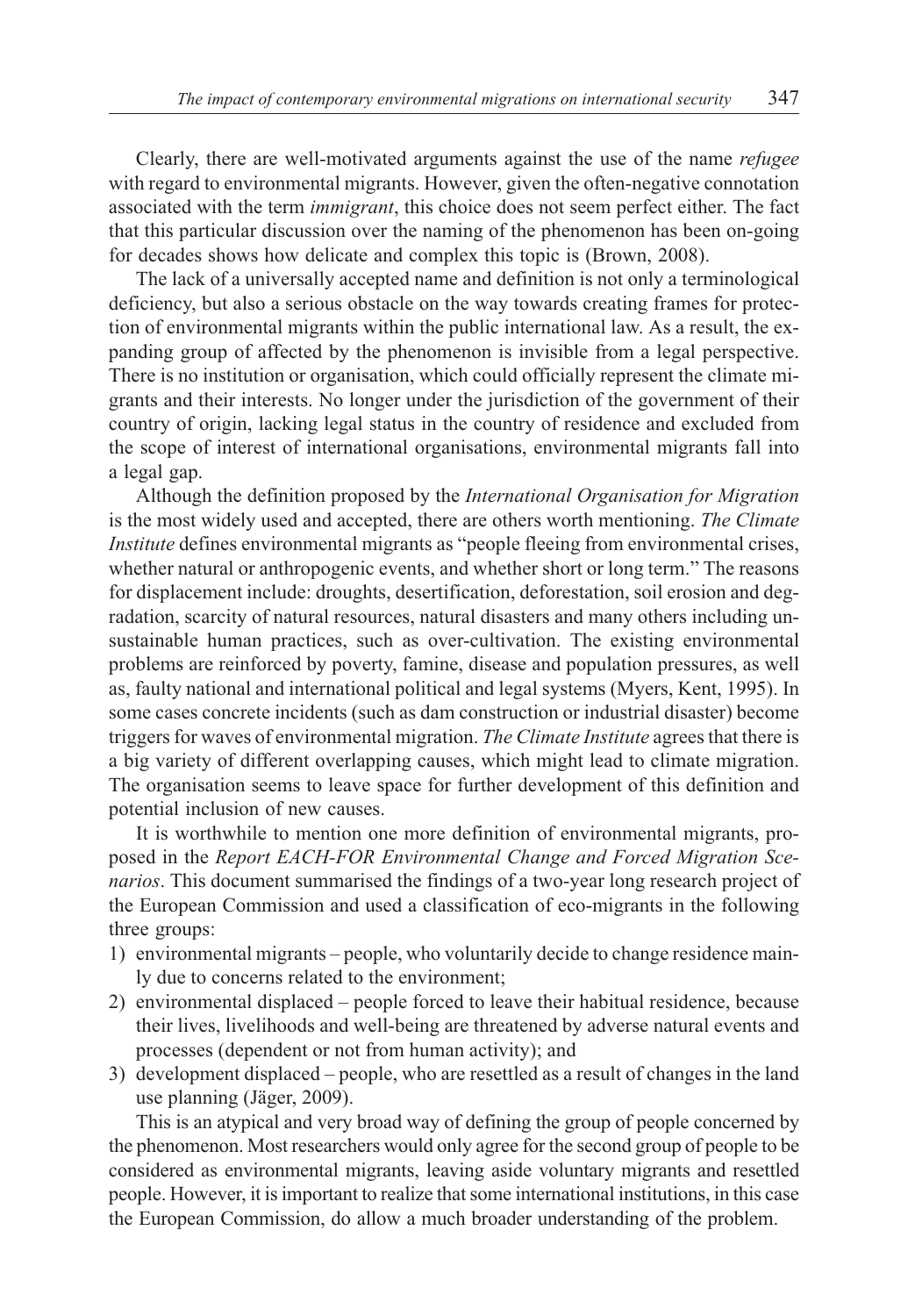Clearly, there are well-motivated arguments against the use of the name *refugee* with regard to environmental migrants. However, given the often-negative connotation associated with the term *immigrant*, this choice does not seem perfect either. The fact that this particular discussion over the naming of the phenomenon has been on-going for decades shows how delicate and complex this topic is (Brown, 2008).

The lack of a universally accepted name and definition is not only a terminological deficiency, but also a serious obstacle on the way towards creating frames for protection of environmental migrants within the public international law. As a result, the expanding group of affected by the phenomenon is invisible from a legal perspective. There is no institution or organisation, which could officially represent the climate migrants and their interests. No longer under the jurisdiction of the government of their country of origin, lacking legal status in the country of residence and excluded from the scope of interest of international organisations, environmental migrants fall into a legal gap.

Although the definition proposed by the *International Organisation for Migration* is the most widely used and accepted, there are others worth mentioning. *The Climate Institute* defines environmental migrants as "people fleeing from environmental crises, whether natural or anthropogenic events, and whether short or long term." The reasons for displacement include: droughts, desertification, deforestation, soil erosion and degradation, scarcity of natural resources, natural disasters and many others including unsustainable human practices, such as over-cultivation. The existing environmental problems are reinforced by poverty, famine, disease and population pressures, as well as, faulty national and international political and legal systems (Myers, Kent, 1995). In some cases concrete incidents (such as dam construction or industrial disaster) become triggers for waves of environmental migration. *The Climate Institute* agrees that there is a big variety of different overlapping causes, which might lead to climate migration. The organisation seems to leave space for further development of this definition and potential inclusion of new causes.

It is worthwhile to mention one more definition of environmental migrants, proposed in the *Report EACH-FOR Environmental Change and Forced Migration Scenarios*. This document summarised the findings of a two-year long research project of the European Commission and used a classification of eco-migrants in the following three groups:

1) environmental migrants – people, who voluntarily decide to change residence mainly due to concerns related to the environment;
2) environmental displaced – people forced to leave their habitual residence, because their lives, livelihoods and well-being are threatened by adverse natural events and processes (dependent or not from human activity); and
3) development displaced – people, who are resettled as a result of changes in the land use planning (Jäger, 2009).

This is an atypical and very broad way of defining the group of people concerned by the phenomenon. Most researchers would only agree for the second group of people to be considered as environmental migrants, leaving aside voluntary migrants and resettled people. However, it is important to realize that some international institutions, in this case the European Commission, do allow a much broader understanding of the problem.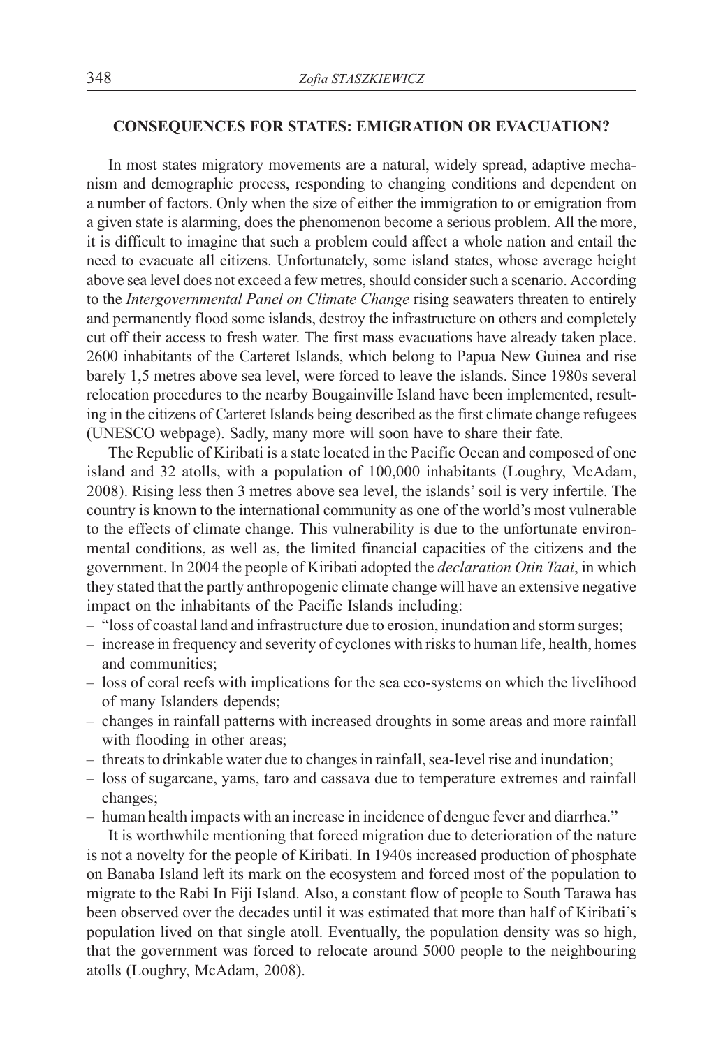## CONSEQUENCES FOR STATES: EMIGRATION OR EVACUATION?

In most states migratory movements are a natural, widely spread, adaptive mechanism and demographic process, responding to changing conditions and dependent on a number of factors. Only when the size of either the immigration to or emigration from a given state is alarming, does the phenomenon become a serious problem. All the more, it is difficult to imagine that such a problem could affect a whole nation and entail the need to evacuate all citizens. Unfortunately, some island states, whose average height above sea level does not exceed a few metres, should consider such a scenario. According to the *Intergovernmental Panel on Climate Change* rising seawaters threaten to entirely and permanently flood some islands, destroy the infrastructure on others and completely cut off their access to fresh water. The first mass evacuations have already taken place. 2600 inhabitants of the Carteret Islands, which belong to Papua New Guinea and rise barely 1,5 metres above sea level, were forced to leave the islands. Since 1980s several relocation procedures to the nearby Bougainville Island have been implemented, resulting in the citizens of Carteret Islands being described as the first climate change refugees (UNESCO webpage). Sadly, many more will soon have to share their fate.

The Republic of Kiribati is a state located in the Pacific Ocean and composed of one island and 32 atolls, with a population of 100,000 inhabitants (Loughry, McAdam, 2008). Rising less then 3 metres above sea level, the islands' soil is very infertile. The country is known to the international community as one of the world's most vulnerable to the effects of climate change. This vulnerability is due to the unfortunate environmental conditions, as well as, the limited financial capacities of the citizens and the government. In 2004 the people of Kiribati adopted the *declaration Otin Taai*, in which they stated that the partly anthropogenic climate change will have an extensive negative impact on the inhabitants of the Pacific Islands including:

- "loss of coastal land and infrastructure due to erosion, inundation and storm surges;
- increase in frequency and severity of cyclones with risks to human life, health, homes and communities;
- loss of coral reefs with implications for the sea eco-systems on which the livelihood of many Islanders depends;
- changes in rainfall patterns with increased droughts in some areas and more rainfall with flooding in other areas;
- threats to drinkable water due to changes in rainfall, sea-level rise and inundation;
- loss of sugarcane, yams, taro and cassava due to temperature extremes and rainfall changes;
- human health impacts with an increase in incidence of dengue fever and diarrhea."

It is worthwhile mentioning that forced migration due to deterioration of the nature is not a novelty for the people of Kiribati. In 1940s increased production of phosphate on Banaba Island left its mark on the ecosystem and forced most of the population to migrate to the Rabi In Fiji Island. Also, a constant flow of people to South Tarawa has been observed over the decades until it was estimated that more than half of Kiribati's population lived on that single atoll. Eventually, the population density was so high, that the government was forced to relocate around 5000 people to the neighbouring atolls (Loughry, McAdam, 2008).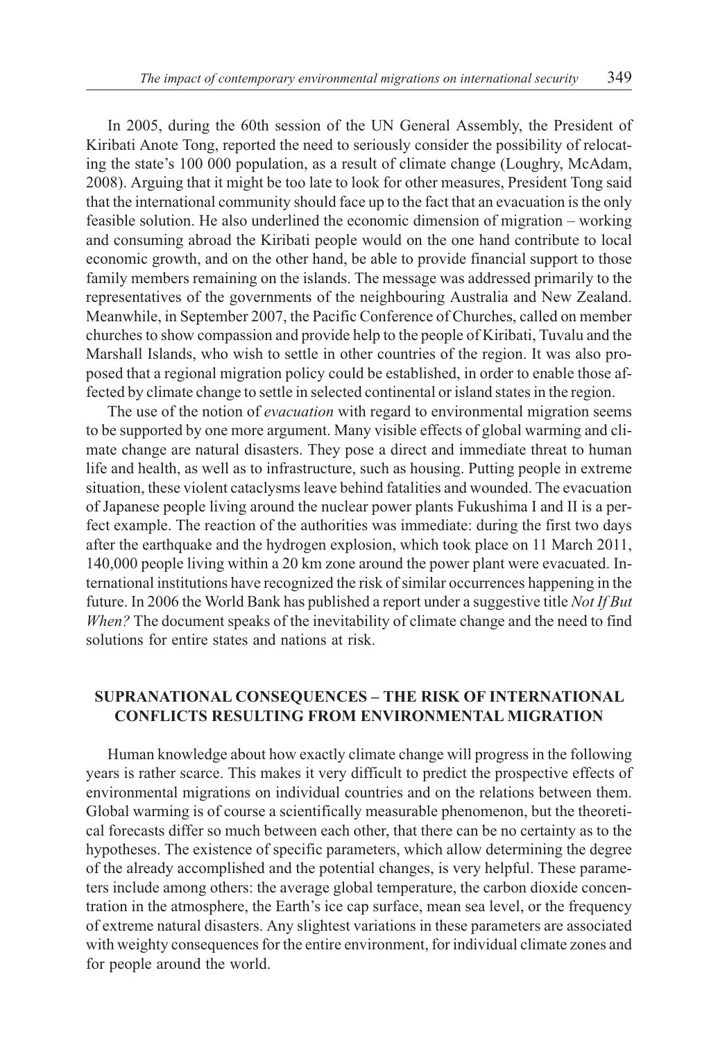In 2005, during the 60th session of the UN General Assembly, the President of Kiribati Anote Tong, reported the need to seriously consider the possibility of relocating the state's 100 000 population, as a result of climate change (Loughry, McAdam, 2008). Arguing that it might be too late to look for other measures, President Tong said that the international community should face up to the fact that an evacuation is the only feasible solution. He also underlined the economic dimension of migration – working and consuming abroad the Kiribati people would on the one hand contribute to local economic growth, and on the other hand, be able to provide financial support to those family members remaining on the islands. The message was addressed primarily to the representatives of the governments of the neighbouring Australia and New Zealand. Meanwhile, in September 2007, the Pacific Conference of Churches, called on member churches to show compassion and provide help to the people of Kiribati, Tuvalu and the Marshall Islands, who wish to settle in other countries of the region. It was also proposed that a regional migration policy could be established, in order to enable those affected by climate change to settle in selected continental or island states in the region.

The use of the notion of *evacuation* with regard to environmental migration seems to be supported by one more argument. Many visible effects of global warming and climate change are natural disasters. They pose a direct and immediate threat to human life and health, as well as to infrastructure, such as housing. Putting people in extreme situation, these violent cataclysms leave behind fatalities and wounded. The evacuation of Japanese people living around the nuclear power plants Fukushima I and II is a perfect example. The reaction of the authorities was immediate: during the first two days after the earthquake and the hydrogen explosion, which took place on 11 March 2011, 140,000 people living within a 20 km zone around the power plant were evacuated. International institutions have recognized the risk of similar occurrences happening in the future. In 2006 the World Bank has published a report under a suggestive title *Not If But When?* The document speaks of the inevitability of climate change and the need to find solutions for entire states and nations at risk.

## SUPRANATIONAL CONSEQUENCES – THE RISK OF INTERNATIONAL CONFLICTS RESULTING FROM ENVIRONMENTAL MIGRATION

Human knowledge about how exactly climate change will progress in the following years is rather scarce. This makes it very difficult to predict the prospective effects of environmental migrations on individual countries and on the relations between them. Global warming is of course a scientifically measurable phenomenon, but the theoretical forecasts differ so much between each other, that there can be no certainty as to the hypotheses. The existence of specific parameters, which allow determining the degree of the already accomplished and the potential changes, is very helpful. These parameters include among others: the average global temperature, the carbon dioxide concentration in the atmosphere, the Earth's ice cap surface, mean sea level, or the frequency of extreme natural disasters. Any slightest variations in these parameters are associated with weighty consequences for the entire environment, for individual climate zones and for people around the world.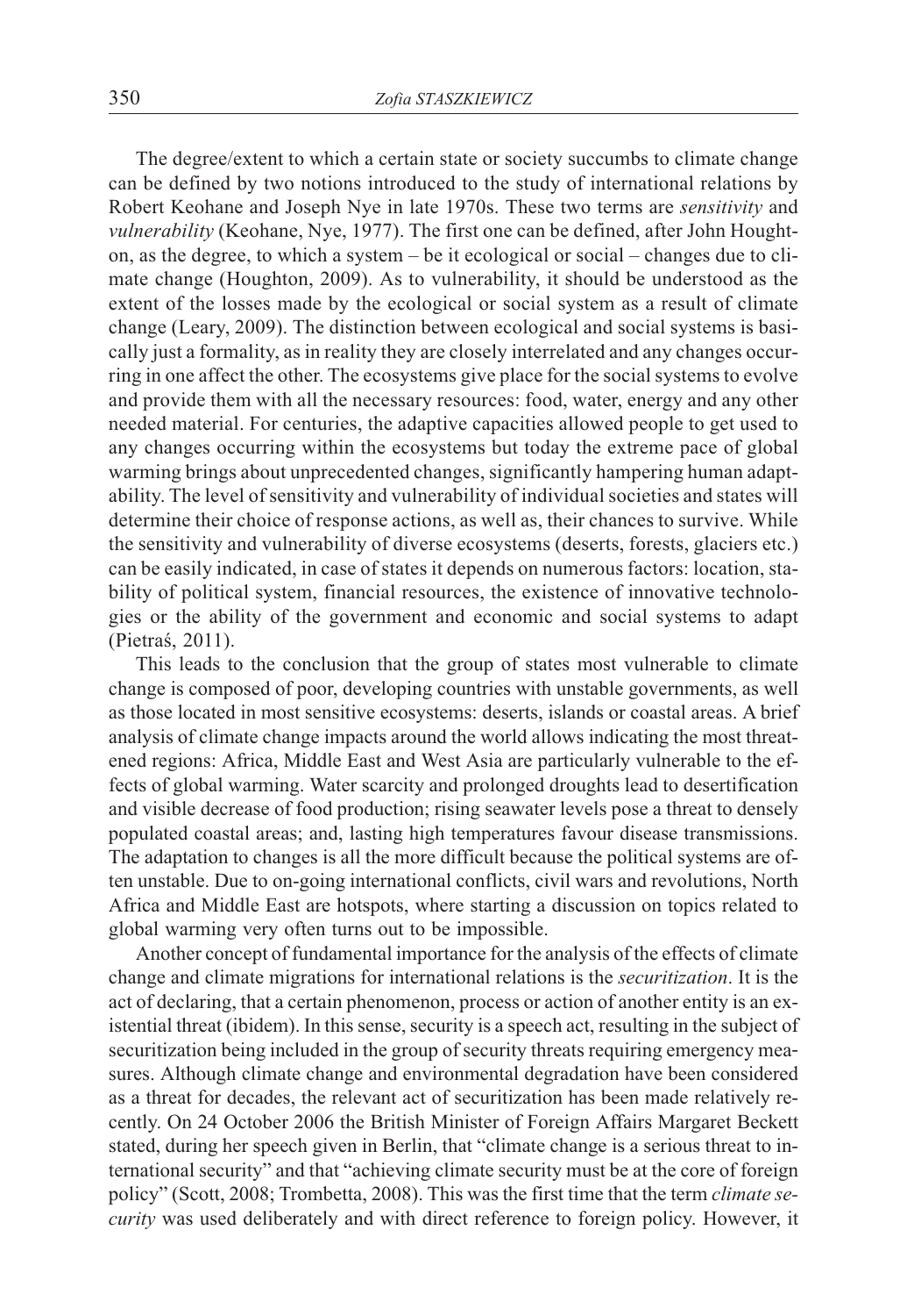The degree/extent to which a certain state or society succumbs to climate change can be defined by two notions introduced to the study of international relations by Robert Keohane and Joseph Nye in late 1970s. These two terms are *sensitivity* and *vulnerability* (Keohane, Nye, 1977). The first one can be defined, after John Houghton, as the degree, to which a system – be it ecological or social – changes due to climate change (Houghton, 2009). As to vulnerability, it should be understood as the extent of the losses made by the ecological or social system as a result of climate change (Leary, 2009). The distinction between ecological and social systems is basically just a formality, as in reality they are closely interrelated and any changes occurring in one affect the other. The ecosystems give place for the social systems to evolve and provide them with all the necessary resources: food, water, energy and any other needed material. For centuries, the adaptive capacities allowed people to get used to any changes occurring within the ecosystems but today the extreme pace of global warming brings about unprecedented changes, significantly hampering human adaptability. The level of sensitivity and vulnerability of individual societies and states will determine their choice of response actions, as well as, their chances to survive. While the sensitivity and vulnerability of diverse ecosystems (deserts, forests, glaciers etc.) can be easily indicated, in case of states it depends on numerous factors: location, stability of political system, financial resources, the existence of innovative technologies or the ability of the government and economic and social systems to adapt (Pietraś, 2011).

This leads to the conclusion that the group of states most vulnerable to climate change is composed of poor, developing countries with unstable governments, as well as those located in most sensitive ecosystems: deserts, islands or coastal areas. A brief analysis of climate change impacts around the world allows indicating the most threatened regions: Africa, Middle East and West Asia are particularly vulnerable to the effects of global warming. Water scarcity and prolonged droughts lead to desertification and visible decrease of food production; rising seawater levels pose a threat to densely populated coastal areas; and, lasting high temperatures favour disease transmissions. The adaptation to changes is all the more difficult because the political systems are often unstable. Due to on-going international conflicts, civil wars and revolutions, North Africa and Middle East are hotspots, where starting a discussion on topics related to global warming very often turns out to be impossible.

Another concept of fundamental importance for the analysis of the effects of climate change and climate migrations for international relations is the *securitization*. It is the act of declaring, that a certain phenomenon, process or action of another entity is an existential threat (ibidem). In this sense, security is a speech act, resulting in the subject of securitization being included in the group of security threats requiring emergency measures. Although climate change and environmental degradation have been considered as a threat for decades, the relevant act of securitization has been made relatively recently. On 24 October 2006 the British Minister of Foreign Affairs Margaret Beckett stated, during her speech given in Berlin, that "climate change is a serious threat to international security" and that "achieving climate security must be at the core of foreign policy" (Scott, 2008; Trombetta, 2008). This was the first time that the term *climate security* was used deliberately and with direct reference to foreign policy. However, it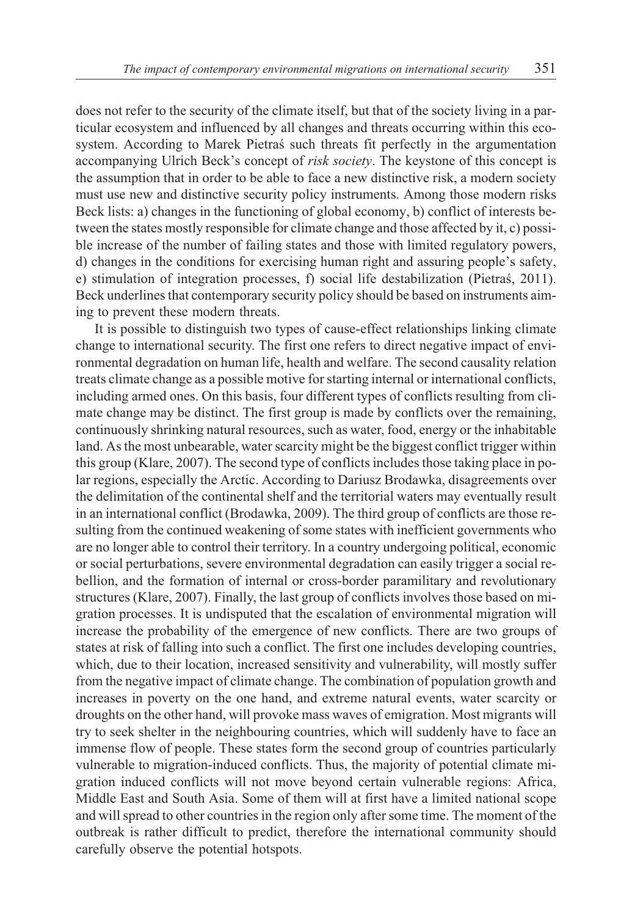does not refer to the security of the climate itself, but that of the society living in a particular ecosystem and influenced by all changes and threats occurring within this ecosystem. According to Marek Pietraś such threats fit perfectly in the argumentation accompanying Ulrich Beck's concept of *risk society*. The keystone of this concept is the assumption that in order to be able to face a new distinctive risk, a modern society must use new and distinctive security policy instruments. Among those modern risks Beck lists: a) changes in the functioning of global economy, b) conflict of interests between the states mostly responsible for climate change and those affected by it, c) possible increase of the number of failing states and those with limited regulatory powers, d) changes in the conditions for exercising human right and assuring people's safety, e) stimulation of integration processes, f) social life destabilization (Pietraś, 2011). Beck underlines that contemporary security policy should be based on instruments aiming to prevent these modern threats.

It is possible to distinguish two types of cause-effect relationships linking climate change to international security. The first one refers to direct negative impact of environmental degradation on human life, health and welfare. The second causality relation treats climate change as a possible motive for starting internal or international conflicts, including armed ones. On this basis, four different types of conflicts resulting from climate change may be distinct. The first group is made by conflicts over the remaining, continuously shrinking natural resources, such as water, food, energy or the inhabitable land. As the most unbearable, water scarcity might be the biggest conflict trigger within this group (Klare, 2007). The second type of conflicts includes those taking place in polar regions, especially the Arctic. According to Dariusz Brodawka, disagreements over the delimitation of the continental shelf and the territorial waters may eventually result in an international conflict (Brodawka, 2009). The third group of conflicts are those resulting from the continued weakening of some states with inefficient governments who are no longer able to control their territory. In a country undergoing political, economic or social perturbations, severe environmental degradation can easily trigger a social rebellion, and the formation of internal or cross-border paramilitary and revolutionary structures (Klare, 2007). Finally, the last group of conflicts involves those based on migration processes. It is undisputed that the escalation of environmental migration will increase the probability of the emergence of new conflicts. There are two groups of states at risk of falling into such a conflict. The first one includes developing countries, which, due to their location, increased sensitivity and vulnerability, will mostly suffer from the negative impact of climate change. The combination of population growth and increases in poverty on the one hand, and extreme natural events, water scarcity or droughts on the other hand, will provoke mass waves of emigration. Most migrants will try to seek shelter in the neighbouring countries, which will suddenly have to face an immense flow of people. These states form the second group of countries particularly vulnerable to migration-induced conflicts. Thus, the majority of potential climate migration induced conflicts will not move beyond certain vulnerable regions: Africa, Middle East and South Asia. Some of them will at first have a limited national scope and will spread to other countries in the region only after some time. The moment of the outbreak is rather difficult to predict, therefore the international community should carefully observe the potential hotspots.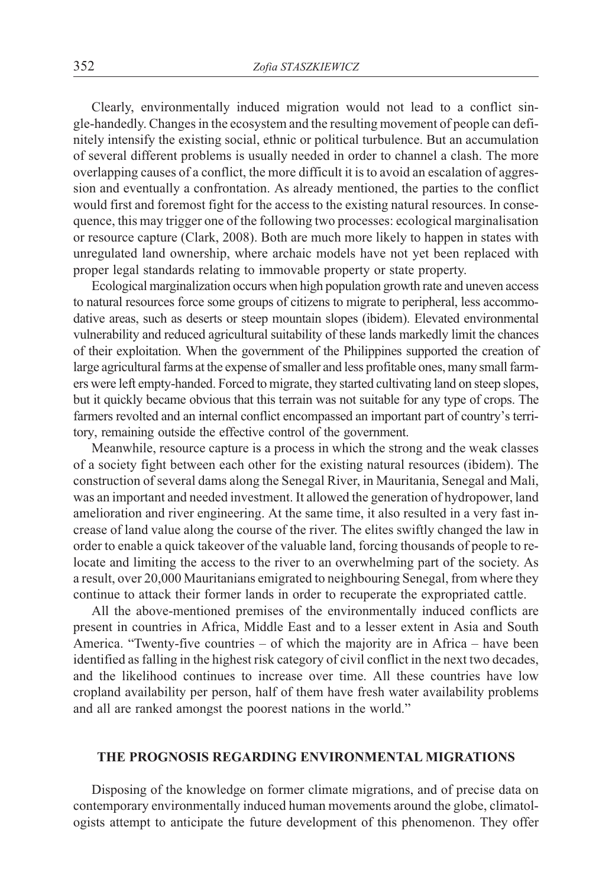Clearly, environmentally induced migration would not lead to a conflict single-handedly. Changes in the ecosystem and the resulting movement of people can definitely intensify the existing social, ethnic or political turbulence. But an accumulation of several different problems is usually needed in order to channel a clash. The more overlapping causes of a conflict, the more difficult it is to avoid an escalation of aggression and eventually a confrontation. As already mentioned, the parties to the conflict would first and foremost fight for the access to the existing natural resources. In consequence, this may trigger one of the following two processes: ecological marginalisation or resource capture (Clark, 2008). Both are much more likely to happen in states with unregulated land ownership, where archaic models have not yet been replaced with proper legal standards relating to immovable property or state property.

Ecological marginalization occurs when high population growth rate and uneven access to natural resources force some groups of citizens to migrate to peripheral, less accommodative areas, such as deserts or steep mountain slopes (ibidem). Elevated environmental vulnerability and reduced agricultural suitability of these lands markedly limit the chances of their exploitation. When the government of the Philippines supported the creation of large agricultural farms at the expense of smaller and less profitable ones, many small farmers were left empty-handed. Forced to migrate, they started cultivating land on steep slopes, but it quickly became obvious that this terrain was not suitable for any type of crops. The farmers revolted and an internal conflict encompassed an important part of country's territory, remaining outside the effective control of the government.

Meanwhile, resource capture is a process in which the strong and the weak classes of a society fight between each other for the existing natural resources (ibidem). The construction of several dams along the Senegal River, in Mauritania, Senegal and Mali, was an important and needed investment. It allowed the generation of hydropower, land amelioration and river engineering. At the same time, it also resulted in a very fast increase of land value along the course of the river. The elites swiftly changed the law in order to enable a quick takeover of the valuable land, forcing thousands of people to relocate and limiting the access to the river to an overwhelming part of the society. As a result, over 20,000 Mauritanians emigrated to neighbouring Senegal, from where they continue to attack their former lands in order to recuperate the expropriated cattle.

All the above-mentioned premises of the environmentally induced conflicts are present in countries in Africa, Middle East and to a lesser extent in Asia and South America. "Twenty-five countries – of which the majority are in Africa – have been identified as falling in the highest risk category of civil conflict in the next two decades, and the likelihood continues to increase over time. All these countries have low cropland availability per person, half of them have fresh water availability problems and all are ranked amongst the poorest nations in the world."

## THE PROGNOSIS REGARDING ENVIRONMENTAL MIGRATIONS

Disposing of the knowledge on former climate migrations, and of precise data on contemporary environmentally induced human movements around the globe, climatologists attempt to anticipate the future development of this phenomenon. They offer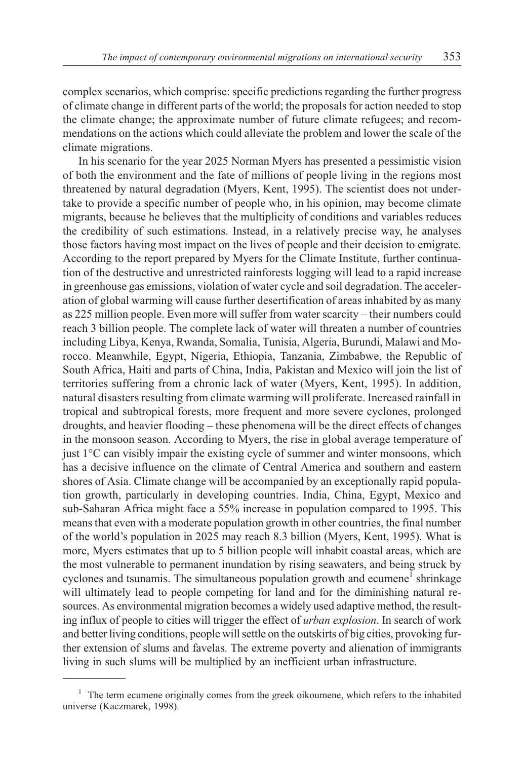complex scenarios, which comprise: specific predictions regarding the further progress of climate change in different parts of the world; the proposals for action needed to stop the climate change; the approximate number of future climate refugees; and recommendations on the actions which could alleviate the problem and lower the scale of the climate migrations.

In his scenario for the year 2025 Norman Myers has presented a pessimistic vision of both the environment and the fate of millions of people living in the regions most threatened by natural degradation (Myers, Kent, 1995). The scientist does not undertake to provide a specific number of people who, in his opinion, may become climate migrants, because he believes that the multiplicity of conditions and variables reduces the credibility of such estimations. Instead, in a relatively precise way, he analyses those factors having most impact on the lives of people and their decision to emigrate. According to the report prepared by Myers for the Climate Institute, further continuation of the destructive and unrestricted rainforests logging will lead to a rapid increase in greenhouse gas emissions, violation of water cycle and soil degradation. The acceleration of global warming will cause further desertification of areas inhabited by as many as 225 million people. Even more will suffer from water scarcity – their numbers could reach 3 billion people. The complete lack of water will threaten a number of countries including Libya, Kenya, Rwanda, Somalia, Tunisia, Algeria, Burundi, Malawi and Morocco. Meanwhile, Egypt, Nigeria, Ethiopia, Tanzania, Zimbabwe, the Republic of South Africa, Haiti and parts of China, India, Pakistan and Mexico will join the list of territories suffering from a chronic lack of water (Myers, Kent, 1995). In addition, natural disasters resulting from climate warming will proliferate. Increased rainfall in tropical and subtropical forests, more frequent and more severe cyclones, prolonged droughts, and heavier flooding – these phenomena will be the direct effects of changes in the monsoon season. According to Myers, the rise in global average temperature of just 1°C can visibly impair the existing cycle of summer and winter monsoons, which has a decisive influence on the climate of Central America and southern and eastern shores of Asia. Climate change will be accompanied by an exceptionally rapid population growth, particularly in developing countries. India, China, Egypt, Mexico and sub-Saharan Africa might face a 55% increase in population compared to 1995. This means that even with a moderate population growth in other countries, the final number of the world's population in 2025 may reach 8.3 billion (Myers, Kent, 1995). What is more, Myers estimates that up to 5 billion people will inhabit coastal areas, which are the most vulnerable to permanent inundation by rising seawaters, and being struck by cyclones and tsunamis. The simultaneous population growth and ecumene[1] shrinkage will ultimately lead to people competing for land and for the diminishing natural resources. As environmental migration becomes a widely used adaptive method, the resulting influx of people to cities will trigger the effect of *urban explosion*. In search of work and better living conditions, people will settle on the outskirts of big cities, provoking further extension of slums and favelas. The extreme poverty and alienation of immigrants living in such slums will be multiplied by an inefficient urban infrastructure.

[1] The term ecumene originally comes from the greek oikoumene, which refers to the inhabited universe (Kaczmarek, 1998).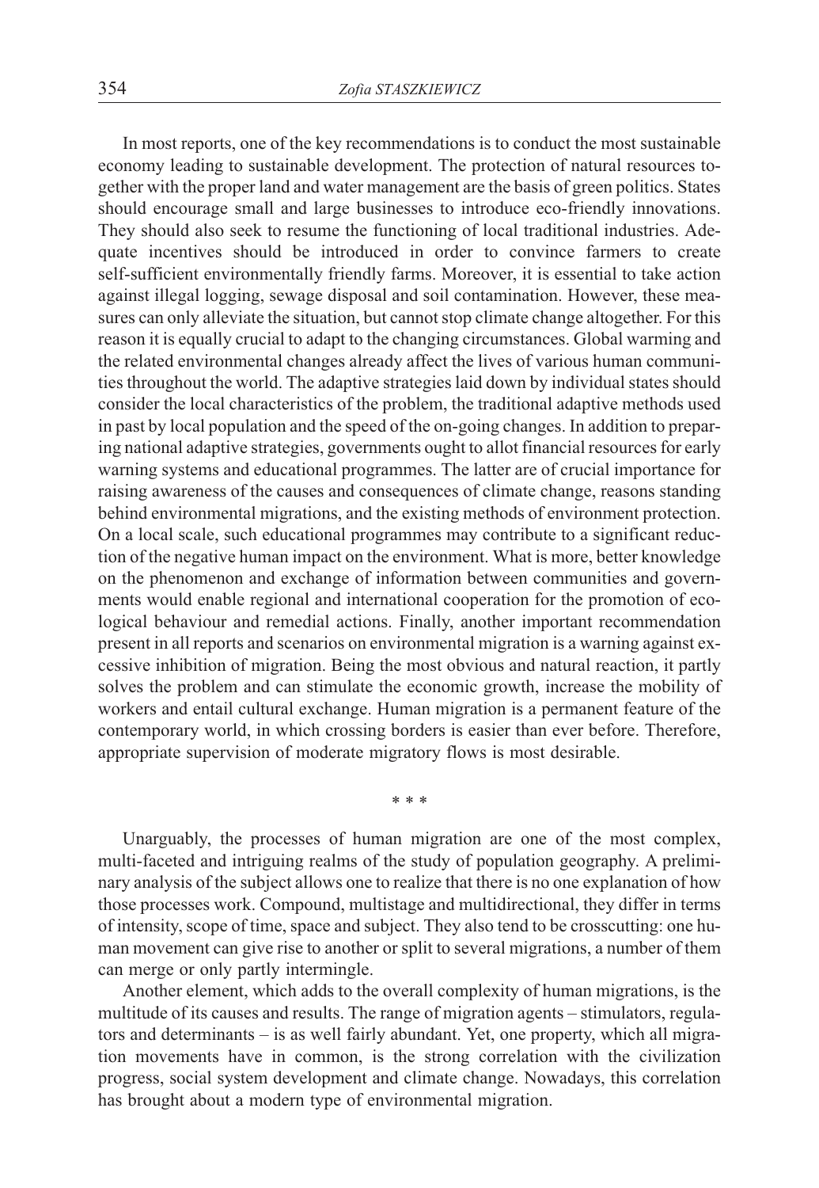In most reports, one of the key recommendations is to conduct the most sustainable economy leading to sustainable development. The protection of natural resources together with the proper land and water management are the basis of green politics. States should encourage small and large businesses to introduce eco-friendly innovations. They should also seek to resume the functioning of local traditional industries. Adequate incentives should be introduced in order to convince farmers to create self-sufficient environmentally friendly farms. Moreover, it is essential to take action against illegal logging, sewage disposal and soil contamination. However, these measures can only alleviate the situation, but cannot stop climate change altogether. For this reason it is equally crucial to adapt to the changing circumstances. Global warming and the related environmental changes already affect the lives of various human communities throughout the world. The adaptive strategies laid down by individual states should consider the local characteristics of the problem, the traditional adaptive methods used in past by local population and the speed of the on-going changes. In addition to preparing national adaptive strategies, governments ought to allot financial resources for early warning systems and educational programmes. The latter are of crucial importance for raising awareness of the causes and consequences of climate change, reasons standing behind environmental migrations, and the existing methods of environment protection. On a local scale, such educational programmes may contribute to a significant reduction of the negative human impact on the environment. What is more, better knowledge on the phenomenon and exchange of information between communities and governments would enable regional and international cooperation for the promotion of ecological behaviour and remedial actions. Finally, another important recommendation present in all reports and scenarios on environmental migration is a warning against excessive inhibition of migration. Being the most obvious and natural reaction, it partly solves the problem and can stimulate the economic growth, increase the mobility of workers and entail cultural exchange. Human migration is a permanent feature of the contemporary world, in which crossing borders is easier than ever before. Therefore, appropriate supervision of moderate migratory flows is most desirable.

\* \* \*

Unarguably, the processes of human migration are one of the most complex, multi-faceted and intriguing realms of the study of population geography. A preliminary analysis of the subject allows one to realize that there is no one explanation of how those processes work. Compound, multistage and multidirectional, they differ in terms of intensity, scope of time, space and subject. They also tend to be crosscutting: one human movement can give rise to another or split to several migrations, a number of them can merge or only partly intermingle.

Another element, which adds to the overall complexity of human migrations, is the multitude of its causes and results. The range of migration agents – stimulators, regulators and determinants – is as well fairly abundant. Yet, one property, which all migration movements have in common, is the strong correlation with the civilization progress, social system development and climate change. Nowadays, this correlation has brought about a modern type of environmental migration.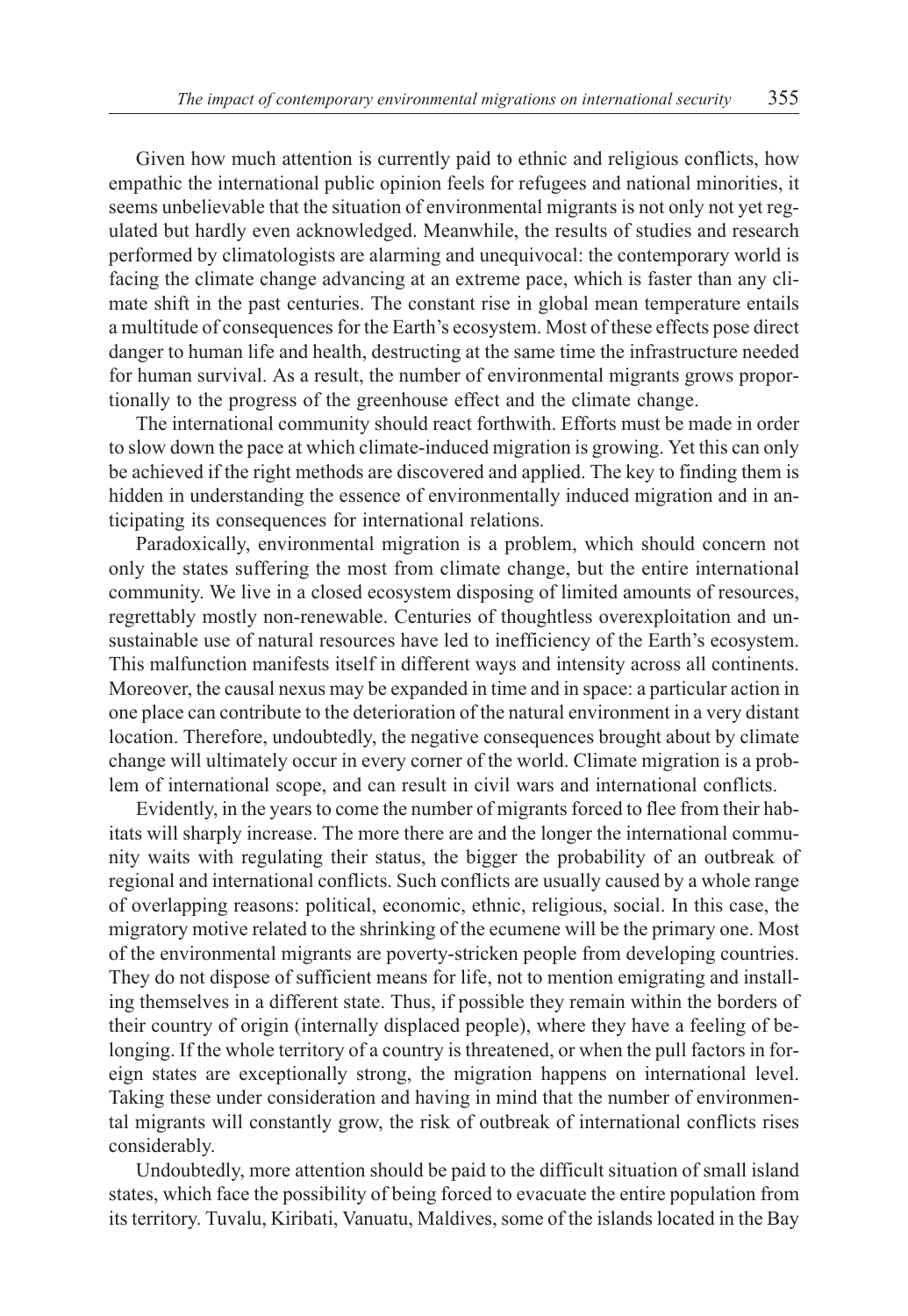Given how much attention is currently paid to ethnic and religious conflicts, how empathic the international public opinion feels for refugees and national minorities, it seems unbelievable that the situation of environmental migrants is not only not yet regulated but hardly even acknowledged. Meanwhile, the results of studies and research performed by climatologists are alarming and unequivocal: the contemporary world is facing the climate change advancing at an extreme pace, which is faster than any climate shift in the past centuries. The constant rise in global mean temperature entails a multitude of consequences for the Earth's ecosystem. Most of these effects pose direct danger to human life and health, destructing at the same time the infrastructure needed for human survival. As a result, the number of environmental migrants grows proportionally to the progress of the greenhouse effect and the climate change.

The international community should react forthwith. Efforts must be made in order to slow down the pace at which climate-induced migration is growing. Yet this can only be achieved if the right methods are discovered and applied. The key to finding them is hidden in understanding the essence of environmentally induced migration and in anticipating its consequences for international relations.

Paradoxically, environmental migration is a problem, which should concern not only the states suffering the most from climate change, but the entire international community. We live in a closed ecosystem disposing of limited amounts of resources, regrettably mostly non-renewable. Centuries of thoughtless overexploitation and unsustainable use of natural resources have led to inefficiency of the Earth's ecosystem. This malfunction manifests itself in different ways and intensity across all continents. Moreover, the causal nexus may be expanded in time and in space: a particular action in one place can contribute to the deterioration of the natural environment in a very distant location. Therefore, undoubtedly, the negative consequences brought about by climate change will ultimately occur in every corner of the world. Climate migration is a problem of international scope, and can result in civil wars and international conflicts.

Evidently, in the years to come the number of migrants forced to flee from their habitats will sharply increase. The more there are and the longer the international community waits with regulating their status, the bigger the probability of an outbreak of regional and international conflicts. Such conflicts are usually caused by a whole range of overlapping reasons: political, economic, ethnic, religious, social. In this case, the migratory motive related to the shrinking of the ecumene will be the primary one. Most of the environmental migrants are poverty-stricken people from developing countries. They do not dispose of sufficient means for life, not to mention emigrating and installing themselves in a different state. Thus, if possible they remain within the borders of their country of origin (internally displaced people), where they have a feeling of belonging. If the whole territory of a country is threatened, or when the pull factors in foreign states are exceptionally strong, the migration happens on international level. Taking these under consideration and having in mind that the number of environmental migrants will constantly grow, the risk of outbreak of international conflicts rises considerably.

Undoubtedly, more attention should be paid to the difficult situation of small island states, which face the possibility of being forced to evacuate the entire population from its territory. Tuvalu, Kiribati, Vanuatu, Maldives, some of the islands located in the Bay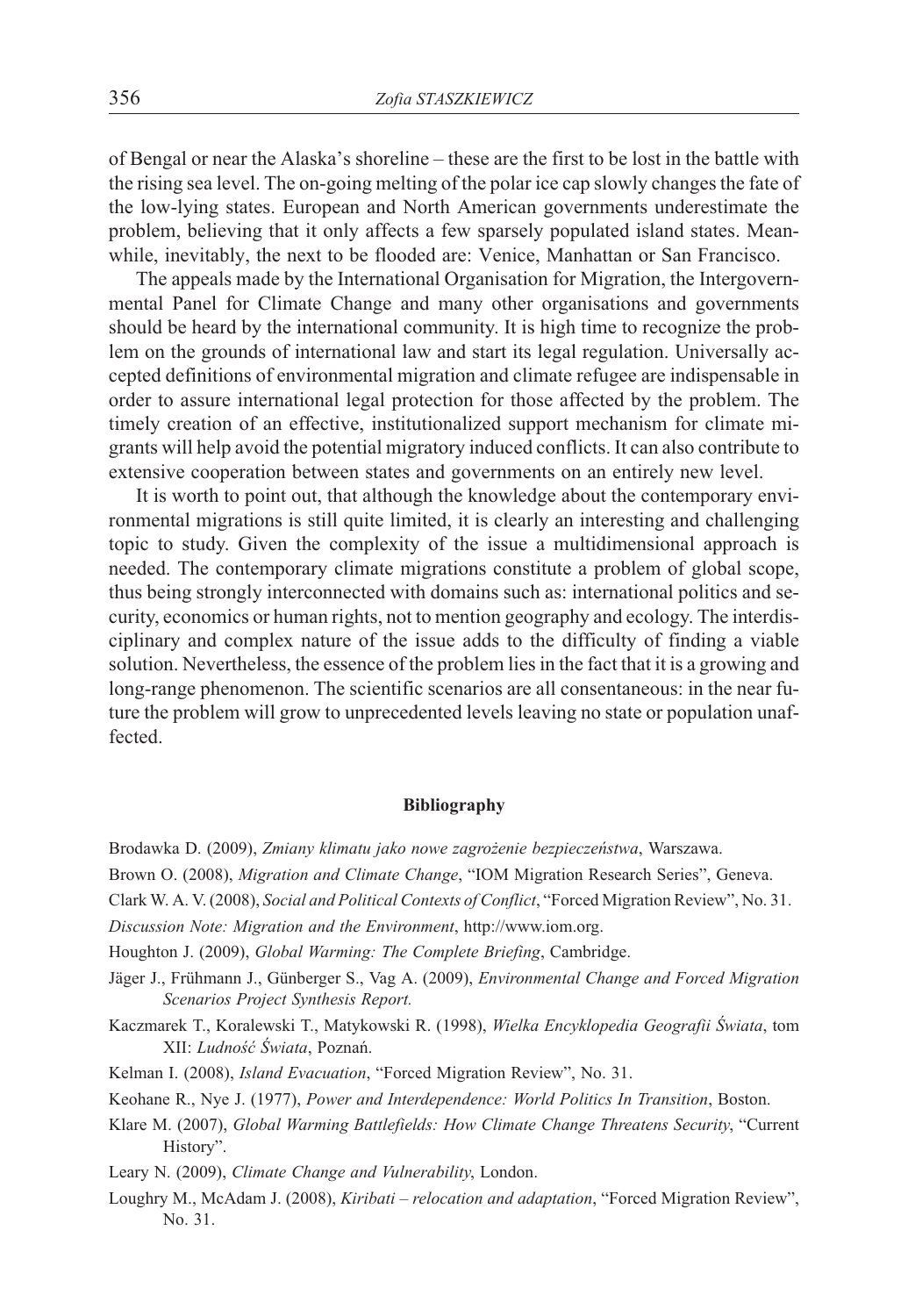of Bengal or near the Alaska's shoreline – these are the first to be lost in the battle with the rising sea level. The on-going melting of the polar ice cap slowly changes the fate of the low-lying states. European and North American governments underestimate the problem, believing that it only affects a few sparsely populated island states. Meanwhile, inevitably, the next to be flooded are: Venice, Manhattan or San Francisco.

The appeals made by the International Organisation for Migration, the Intergovernmental Panel for Climate Change and many other organisations and governments should be heard by the international community. It is high time to recognize the problem on the grounds of international law and start its legal regulation. Universally accepted definitions of environmental migration and climate refugee are indispensable in order to assure international legal protection for those affected by the problem. The timely creation of an effective, institutionalized support mechanism for climate migrants will help avoid the potential migratory induced conflicts. It can also contribute to extensive cooperation between states and governments on an entirely new level.

It is worth to point out, that although the knowledge about the contemporary environmental migrations is still quite limited, it is clearly an interesting and challenging topic to study. Given the complexity of the issue a multidimensional approach is needed. The contemporary climate migrations constitute a problem of global scope, thus being strongly interconnected with domains such as: international politics and security, economics or human rights, not to mention geography and ecology. The interdisciplinary and complex nature of the issue adds to the difficulty of finding a viable solution. Nevertheless, the essence of the problem lies in the fact that it is a growing and long-range phenomenon. The scientific scenarios are all consentaneous: in the near future the problem will grow to unprecedented levels leaving no state or population unaffected.

## Bibliography

Brodawka D. (2009), *Zmiany klimatu jako nowe zagrożenie bezpieczeństwa*, Warszawa.

Brown O. (2008), *Migration and Climate Change*, "IOM Migration Research Series", Geneva.

Clark W. A. V. (2008), *Social and Political Contexts of Conflict*, "Forced Migration Review", No. 31.

*Discussion Note: Migration and the Environment*, http://www.iom.org.

Houghton J. (2009), *Global Warming: The Complete Briefing*, Cambridge.

Jäger J., Frühmann J., Günberger S., Vag A. (2009), *Environmental Change and Forced Migration Scenarios Project Synthesis Report.*

Kaczmarek T., Koralewski T., Matykowski R. (1998), *Wielka Encyklopedia Geografii Świata*, tom XII: *Ludność Świata*, Poznań.

Kelman I. (2008), *Island Evacuation*, "Forced Migration Review", No. 31.

Keohane R., Nye J. (1977), *Power and Interdependence: World Politics In Transition*, Boston.

Klare M. (2007), *Global Warming Battlefields: How Climate Change Threatens Security*, "Current History".

Leary N. (2009), *Climate Change and Vulnerability*, London.

Loughry M., McAdam J. (2008), *Kiribati – relocation and adaptation*, "Forced Migration Review", No. 31.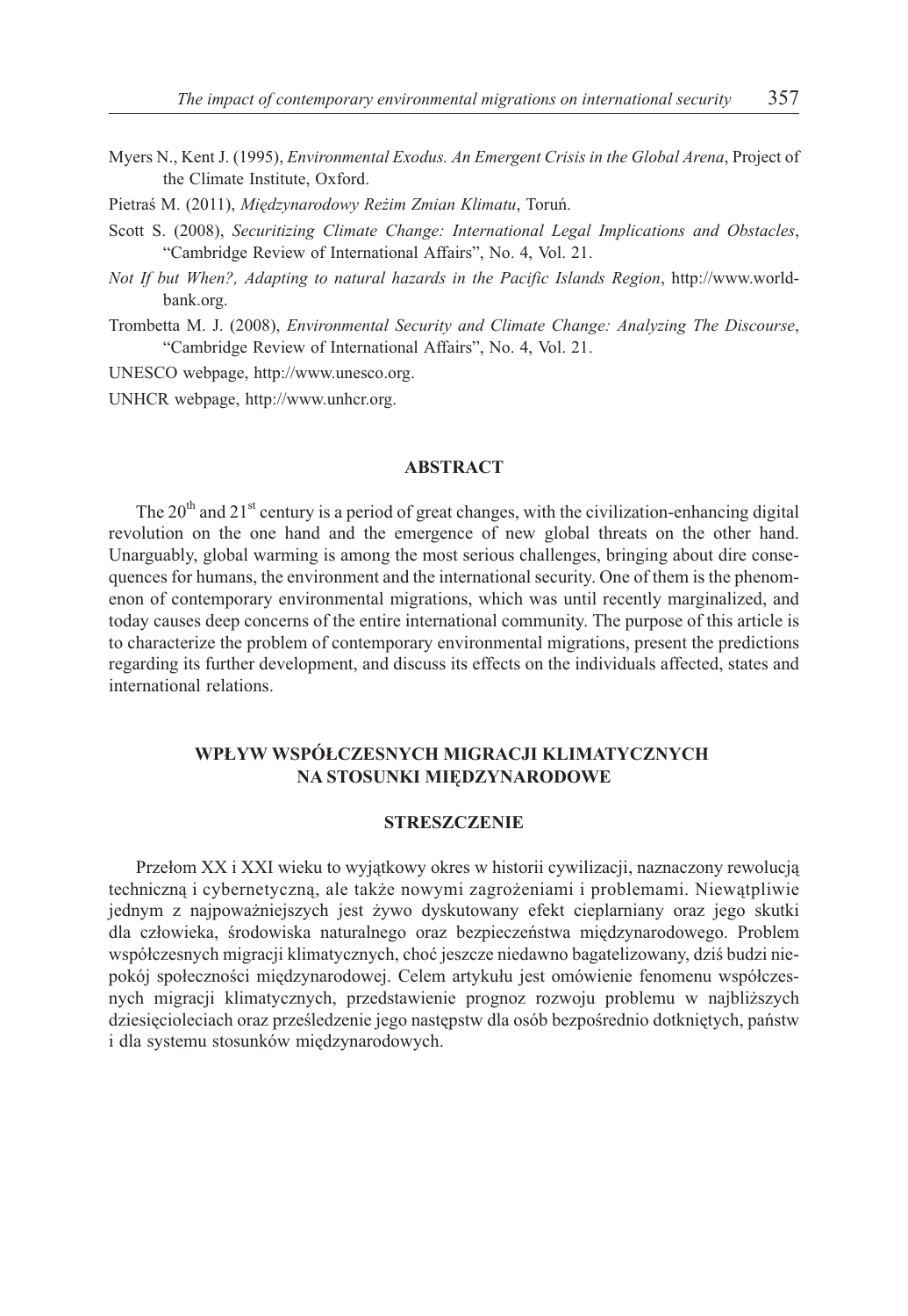Myers N., Kent J. (1995), *Environmental Exodus. An Emergent Crisis in the Global Arena*, Project of the Climate Institute, Oxford.

Pietraś M. (2011), *Międzynarodowy Reżim Zmian Klimatu*, Toruń.

Scott S. (2008), *Securitizing Climate Change: International Legal Implications and Obstacles*, "Cambridge Review of International Affairs", No. 4, Vol. 21.

*Not If but When?, Adapting to natural hazards in the Pacific Islands Region*, http://www.worldbank.org.

Trombetta M. J. (2008), *Environmental Security and Climate Change: Analyzing The Discourse*, "Cambridge Review of International Affairs", No. 4, Vol. 21.

UNESCO webpage, http://www.unesco.org.

UNHCR webpage, http://www.unhcr.org.

## ABSTRACT

The 20th and 21st century is a period of great changes, with the civilization-enhancing digital revolution on the one hand and the emergence of new global threats on the other hand. Unarguably, global warming is among the most serious challenges, bringing about dire consequences for humans, the environment and the international security. One of them is the phenomenon of contemporary environmental migrations, which was until recently marginalized, and today causes deep concerns of the entire international community. The purpose of this article is to characterize the problem of contemporary environmental migrations, present the predictions regarding its further development, and discuss its effects on the individuals affected, states and international relations.

## WPŁYW WSPÓŁCZESNYCH MIGRACJI KLIMATYCZNYCH NA STOSUNKI MIĘDZYNARODOWE

## STRESZCZENIE

Przełom XX i XXI wieku to wyjątkowy okres w historii cywilizacji, naznaczony rewolucją techniczną i cybernetyczną, ale także nowymi zagrożeniami i problemami. Niewątpliwie jednym z najpoważniejszych jest żywo dyskutowany efekt cieplarniany oraz jego skutki dla człowieka, środowiska naturalnego oraz bezpieczeństwa międzynarodowego. Problem współczesnych migracji klimatycznych, choć jeszcze niedawno bagatelizowany, dziś budzi niepokój społeczności międzynarodowej. Celem artykułu jest omówienie fenomenu współczesnych migracji klimatycznych, przedstawienie prognoz rozwoju problemu w najbliższych dziesięcioleciach oraz prześledzenie jego następstw dla osób bezpośrednio dotkniętych, państw i dla systemu stosunków międzynarodowych.